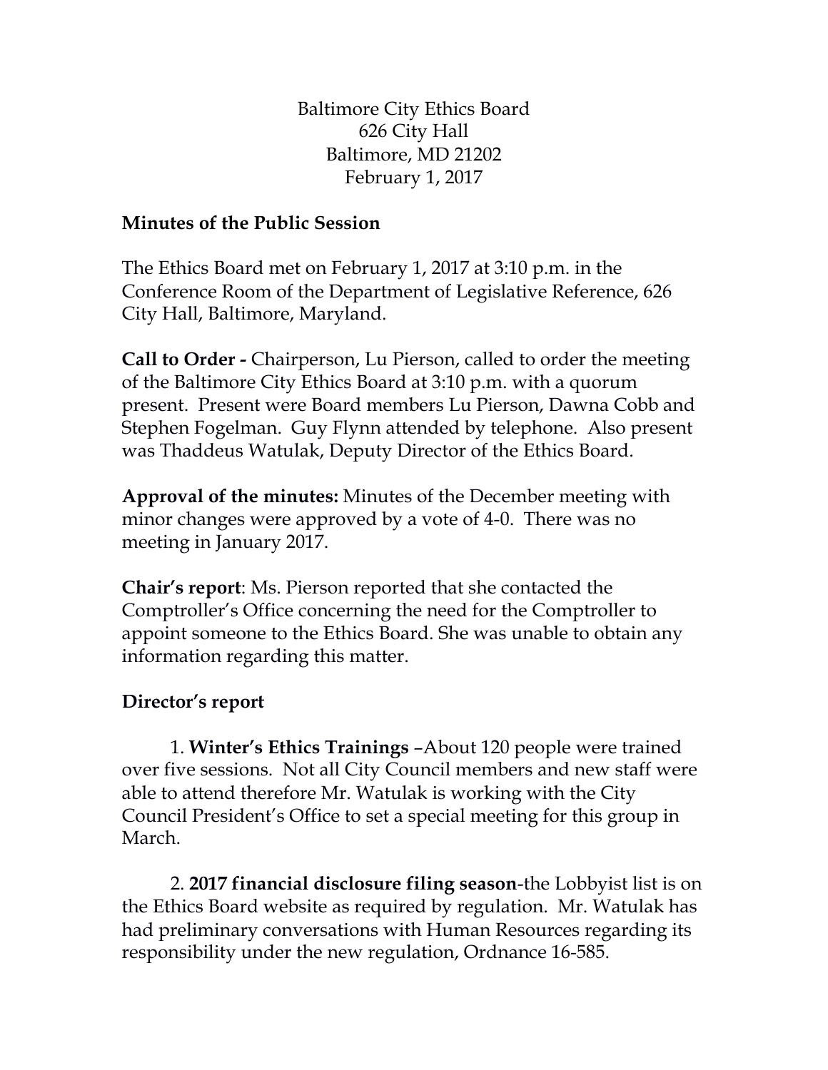Baltimore City Ethics Board
626 City Hall
Baltimore, MD 21202
February 1, 2017

**Minutes of the Public Session**

The Ethics Board met on February 1, 2017 at 3:10 p.m. in the Conference Room of the Department of Legislative Reference, 626 City Hall, Baltimore, Maryland.

**Call to Order -** Chairperson, Lu Pierson, called to order the meeting of the Baltimore City Ethics Board at 3:10 p.m. with a quorum present. Present were Board members Lu Pierson, Dawna Cobb and Stephen Fogelman. Guy Flynn attended by telephone. Also present was Thaddeus Watulak, Deputy Director of the Ethics Board.

**Approval of the minutes:** Minutes of the December meeting with minor changes were approved by a vote of 4-0. There was no meeting in January 2017.

**Chair's report**: Ms. Pierson reported that she contacted the Comptroller's Office concerning the need for the Comptroller to appoint someone to the Ethics Board. She was unable to obtain any information regarding this matter.

**Director's report**

1. **Winter's Ethics Trainings** –About 120 people were trained over five sessions. Not all City Council members and new staff were able to attend therefore Mr. Watulak is working with the City Council President's Office to set a special meeting for this group in March.

2. **2017 financial disclosure filing season**-the Lobbyist list is on the Ethics Board website as required by regulation. Mr. Watulak has had preliminary conversations with Human Resources regarding its responsibility under the new regulation, Ordnance 16-585.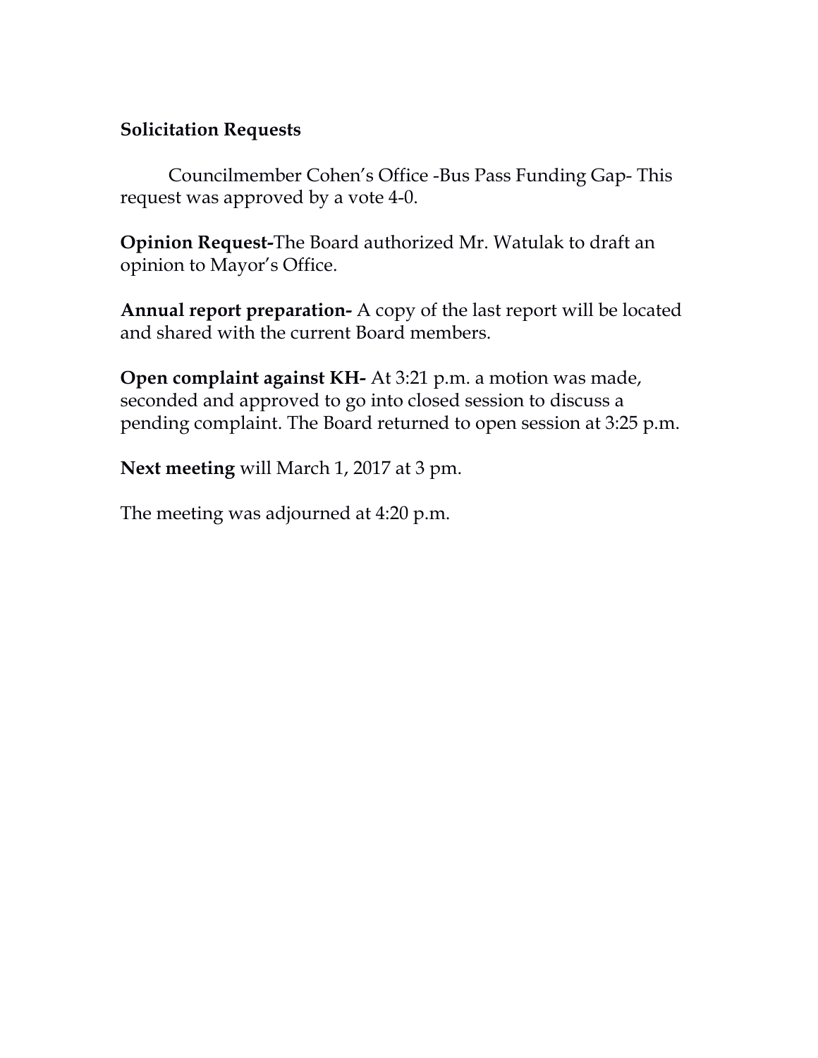**Solicitation Requests**

Councilmember Cohen's Office -Bus Pass Funding Gap- This request was approved by a vote 4-0.

**Opinion Request-**The Board authorized Mr. Watulak to draft an opinion to Mayor's Office.

**Annual report preparation-** A copy of the last report will be located and shared with the current Board members.

**Open complaint against KH-** At 3:21 p.m. a motion was made, seconded and approved to go into closed session to discuss a pending complaint. The Board returned to open session at 3:25 p.m.

**Next meeting** will March 1, 2017 at 3 pm.

The meeting was adjourned at 4:20 p.m.